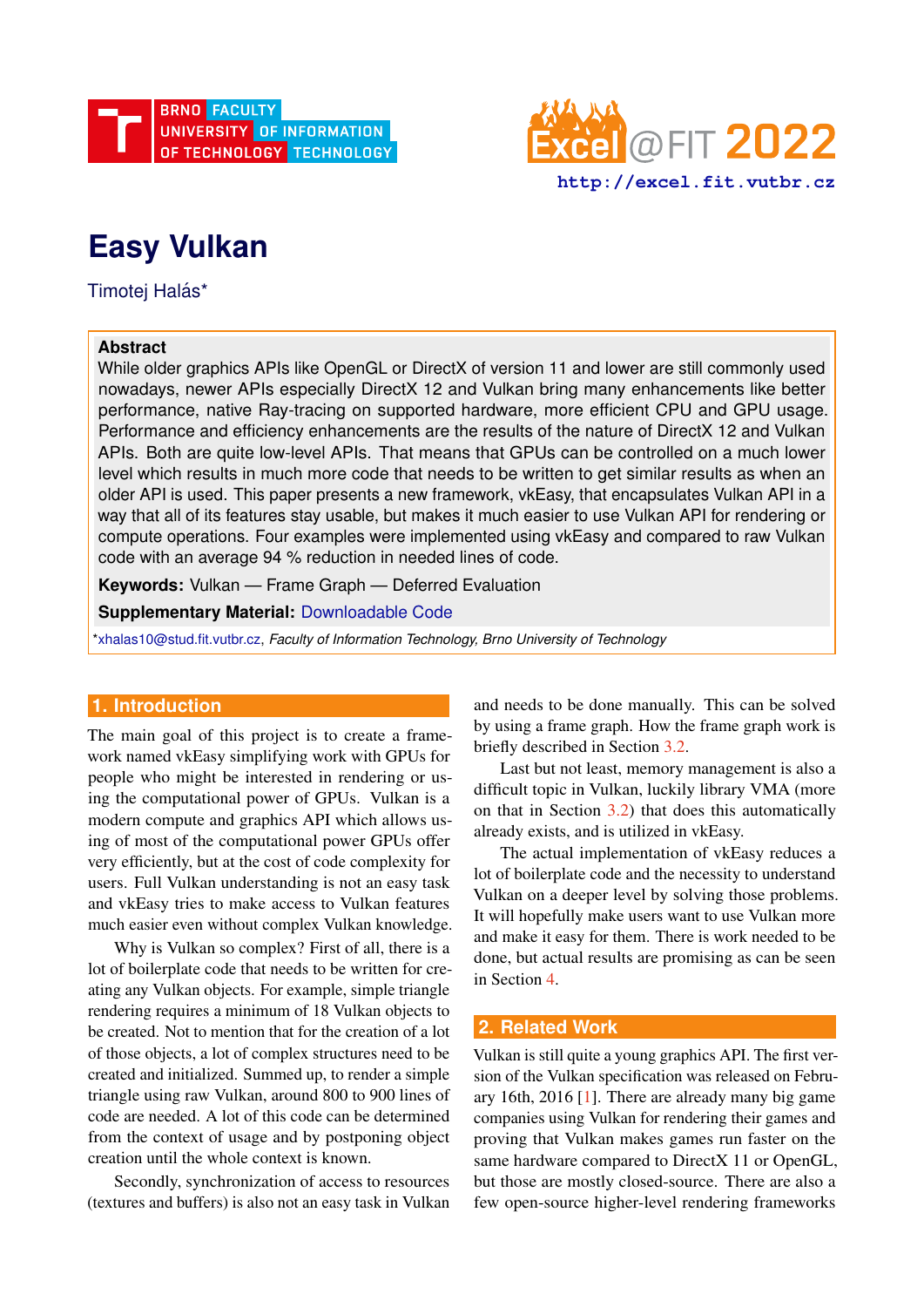# Easy Vulkan

Timotej Halás*

**Abstract**

While older graphics APIs like OpenGL or DirectX of version 11 and lower are still commonly used nowadays, newer APIs especially DirectX 12 and Vulkan bring many enhancements like better performance, native Ray-tracing on supported hardware, more efficient CPU and GPU usage. Performance and efficiency enhancements are the results of the nature of DirectX 12 and Vulkan APIs. Both are quite low-level APIs. That means that GPUs can be controlled on a much lower level which results in much more code that needs to be written to get similar results as when an older API is used. This paper presents a new framework, vkEasy, that encapsulates Vulkan API in a way that all of its features stay usable, but makes it much easier to use Vulkan API for rendering or compute operations. Four examples were implemented using vkEasy and compared to raw Vulkan code with an average 94 % reduction in needed lines of code.

**Keywords:** Vulkan — Frame Graph — Deferred Evaluation

**Supplementary Material:** Downloadable Code

*xhalas10@stud.fit.vutbr.cz, *Faculty of Information Technology, Brno University of Technology*

## 1. Introduction

The main goal of this project is to create a framework named vkEasy simplifying work with GPUs for people who might be interested in rendering or using the computational power of GPUs. Vulkan is a modern compute and graphics API which allows using of most of the computational power GPUs offer very efficiently, but at the cost of code complexity for users. Full Vulkan understanding is not an easy task and vkEasy tries to make access to Vulkan features much easier even without complex Vulkan knowledge.

Why is Vulkan so complex? First of all, there is a lot of boilerplate code that needs to be written for creating any Vulkan objects. For example, simple triangle rendering requires a minimum of 18 Vulkan objects to be created. Not to mention that for the creation of a lot of those objects, a lot of complex structures need to be created and initialized. Summed up, to render a simple triangle using raw Vulkan, around 800 to 900 lines of code are needed. A lot of this code can be determined from the context of usage and by postponing object creation until the whole context is known.

Secondly, synchronization of access to resources (textures and buffers) is also not an easy task in Vulkan and needs to be done manually. This can be solved by using a frame graph. How the frame graph work is briefly described in Section 3.2.

Last but not least, memory management is also a difficult topic in Vulkan, luckily library VMA (more on that in Section 3.2) that does this automatically already exists, and is utilized in vkEasy.

The actual implementation of vkEasy reduces a lot of boilerplate code and the necessity to understand Vulkan on a deeper level by solving those problems. It will hopefully make users want to use Vulkan more and make it easy for them. There is work needed to be done, but actual results are promising as can be seen in Section 4.

## 2. Related Work

Vulkan is still quite a young graphics API. The first version of the Vulkan specification was released on February 16th, 2016 [1]. There are already many big game companies using Vulkan for rendering their games and proving that Vulkan makes games run faster on the same hardware compared to DirectX 11 or OpenGL, but those are mostly closed-source. There are also a few open-source higher-level rendering frameworks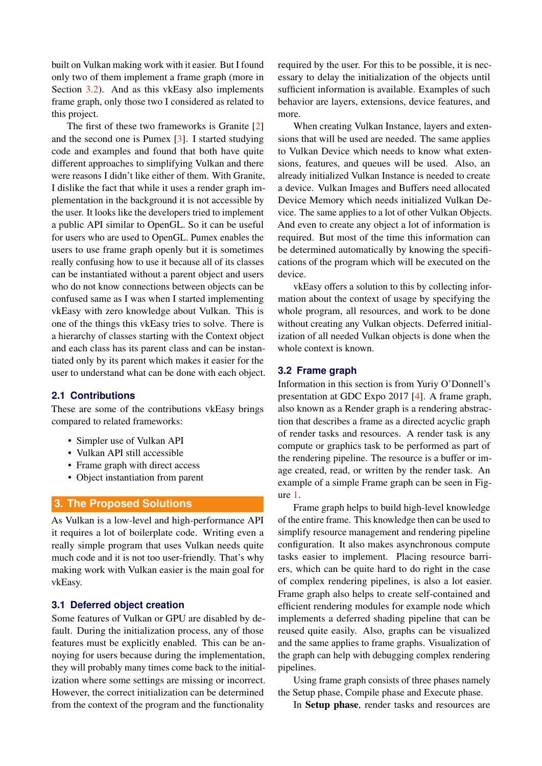built on Vulkan making work with it easier. But I found only two of them implement a frame graph (more in Section 3.2). And as this vkEasy also implements frame graph, only those two I considered as related to this project.

The first of these two frameworks is Granite [2] and the second one is Pumex [3]. I started studying code and examples and found that both have quite different approaches to simplifying Vulkan and there were reasons I didn't like either of them. With Granite, I dislike the fact that while it uses a render graph implementation in the background it is not accessible by the user. It looks like the developers tried to implement a public API similar to OpenGL. So it can be useful for users who are used to OpenGL. Pumex enables the users to use frame graph openly but it is sometimes really confusing how to use it because all of its classes can be instantiated without a parent object and users who do not know connections between objects can be confused same as I was when I started implementing vkEasy with zero knowledge about Vulkan. This is one of the things this vkEasy tries to solve. There is a hierarchy of classes starting with the Context object and each class has its parent class and can be instantiated only by its parent which makes it easier for the user to understand what can be done with each object.

### 2.1 Contributions

These are some of the contributions vkEasy brings compared to related frameworks:

- Simpler use of Vulkan API
- Vulkan API still accessible
- Frame graph with direct access
- Object instantiation from parent

## 3. The Proposed Solutions

As Vulkan is a low-level and high-performance API it requires a lot of boilerplate code. Writing even a really simple program that uses Vulkan needs quite much code and it is not too user-friendly. That's why making work with Vulkan easier is the main goal for vkEasy.

### 3.1 Deferred object creation

Some features of Vulkan or GPU are disabled by default. During the initialization process, any of those features must be explicitly enabled. This can be annoying for users because during the implementation, they will probably many times come back to the initialization where some settings are missing or incorrect. However, the correct initialization can be determined from the context of the program and the functionality required by the user. For this to be possible, it is necessary to delay the initialization of the objects until sufficient information is available. Examples of such behavior are layers, extensions, device features, and more.

When creating Vulkan Instance, layers and extensions that will be used are needed. The same applies to Vulkan Device which needs to know what extensions, features, and queues will be used. Also, an already initialized Vulkan Instance is needed to create a device. Vulkan Images and Buffers need allocated Device Memory which needs initialized Vulkan Device. The same applies to a lot of other Vulkan Objects. And even to create any object a lot of information is required. But most of the time this information can be determined automatically by knowing the specifications of the program which will be executed on the device.

vkEasy offers a solution to this by collecting information about the context of usage by specifying the whole program, all resources, and work to be done without creating any Vulkan objects. Deferred initialization of all needed Vulkan objects is done when the whole context is known.

### 3.2 Frame graph

Information in this section is from Yuriy O'Donnell's presentation at GDC Expo 2017 [4]. A frame graph, also known as a Render graph is a rendering abstraction that describes a frame as a directed acyclic graph of render tasks and resources. A render task is any compute or graphics task to be performed as part of the rendering pipeline. The resource is a buffer or image created, read, or written by the render task. An example of a simple Frame graph can be seen in Figure 1.

Frame graph helps to build high-level knowledge of the entire frame. This knowledge then can be used to simplify resource management and rendering pipeline configuration. It also makes asynchronous compute tasks easier to implement. Placing resource barriers, which can be quite hard to do right in the case of complex rendering pipelines, is also a lot easier. Frame graph also helps to create self-contained and efficient rendering modules for example node which implements a deferred shading pipeline that can be reused quite easily. Also, graphs can be visualized and the same applies to frame graphs. Visualization of the graph can help with debugging complex rendering pipelines.

Using frame graph consists of three phases namely the Setup phase, Compile phase and Execute phase.

In **Setup phase**, render tasks and resources are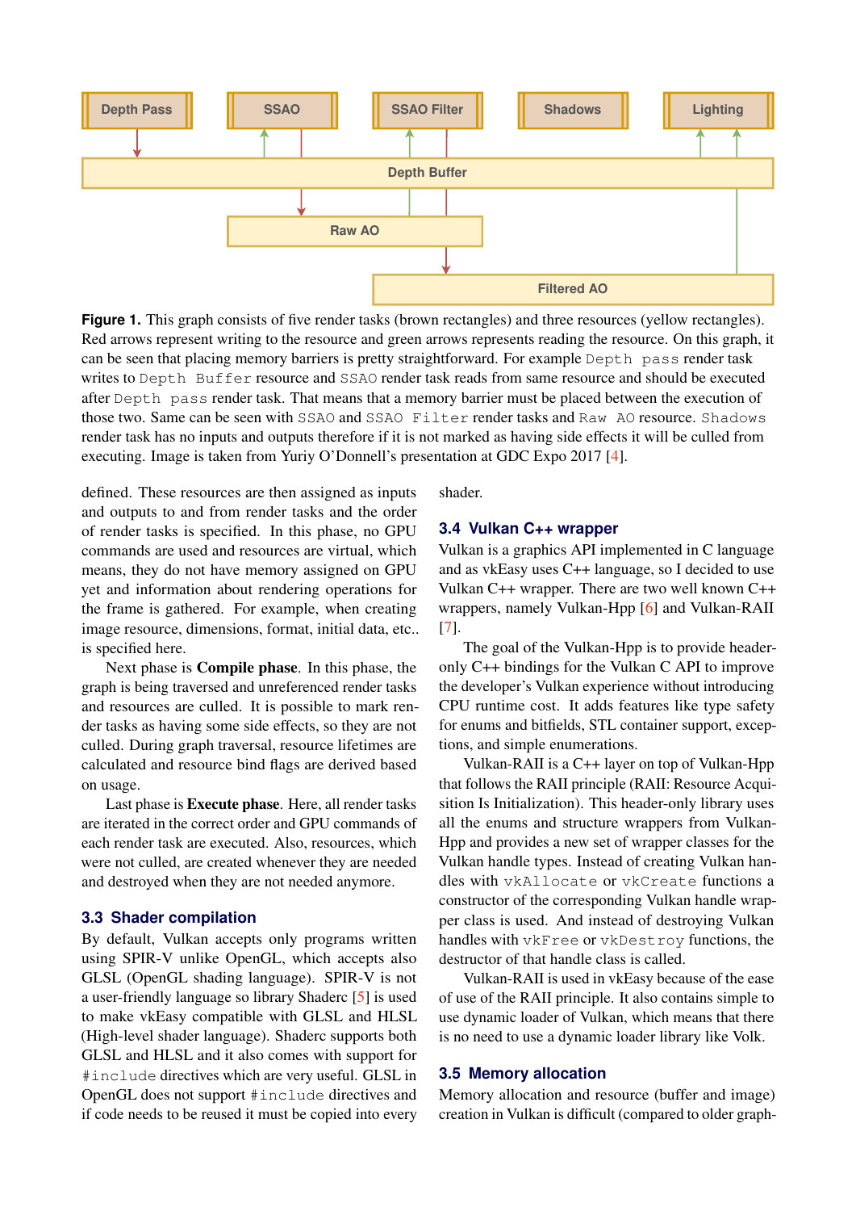Figure 1. This graph consists of five render tasks (brown rectangles) and three resources (yellow rectangles). Red arrows represent writing to the resource and green arrows represents reading the resource. On this graph, it can be seen that placing memory barriers is pretty straightforward. For example `Depth pass` render task writes to `Depth Buffer` resource and `SSAO` render task reads from same resource and should be executed after `Depth pass` render task. That means that a memory barrier must be placed between the execution of those two. Same can be seen with `SSAO` and `SSAO Filter` render tasks and `Raw AO` resource. `Shadows` render task has no inputs and outputs therefore if it is not marked as having side effects it will be culled from executing. Image is taken from Yuriy O'Donnell's presentation at GDC Expo 2017 [4].

defined. These resources are then assigned as inputs and outputs to and from render tasks and the order of render tasks is specified. In this phase, no GPU commands are used and resources are virtual, which means, they do not have memory assigned on GPU yet and information about rendering operations for the frame is gathered. For example, when creating image resource, dimensions, format, initial data, etc.. is specified here.

Next phase is **Compile phase**. In this phase, the graph is being traversed and unreferenced render tasks and resources are culled. It is possible to mark render tasks as having some side effects, so they are not culled. During graph traversal, resource lifetimes are calculated and resource bind flags are derived based on usage.

Last phase is **Execute phase**. Here, all render tasks are iterated in the correct order and GPU commands of each render task are executed. Also, resources, which were not culled, are created whenever they are needed and destroyed when they are not needed anymore.

### 3.3 Shader compilation

By default, Vulkan accepts only programs written using SPIR-V unlike OpenGL, which accepts also GLSL (OpenGL shading language). SPIR-V is not a user-friendly language so library Shaderc [5] is used to make vkEasy compatible with GLSL and HLSL (High-level shader language). Shaderc supports both GLSL and HLSL and it also comes with support for `#include` directives which are very useful. GLSL in OpenGL does not support `#include` directives and if code needs to be reused it must be copied into every shader.

### 3.4 Vulkan C++ wrapper

Vulkan is a graphics API implemented in C language and as vkEasy uses C++ language, so I decided to use Vulkan C++ wrapper. There are two well known C++ wrappers, namely Vulkan-Hpp [6] and Vulkan-RAII [7].

The goal of the Vulkan-Hpp is to provide header-only C++ bindings for the Vulkan C API to improve the developer's Vulkan experience without introducing CPU runtime cost. It adds features like type safety for enums and bitfields, STL container support, exceptions, and simple enumerations.

Vulkan-RAII is a C++ layer on top of Vulkan-Hpp that follows the RAII principle (RAII: Resource Acquisition Is Initialization). This header-only library uses all the enums and structure wrappers from Vulkan-Hpp and provides a new set of wrapper classes for the Vulkan handle types. Instead of creating Vulkan handles with `vkAllocate` or `vkCreate` functions a constructor of the corresponding Vulkan handle wrapper class is used. And instead of destroying Vulkan handles with `vkFree` or `vkDestroy` functions, the destructor of that handle class is called.

Vulkan-RAII is used in vkEasy because of the ease of use of the RAII principle. It also contains simple to use dynamic loader of Vulkan, which means that there is no need to use a dynamic loader library like Volk.

### 3.5 Memory allocation

Memory allocation and resource (buffer and image) creation in Vulkan is difficult (compared to older graph-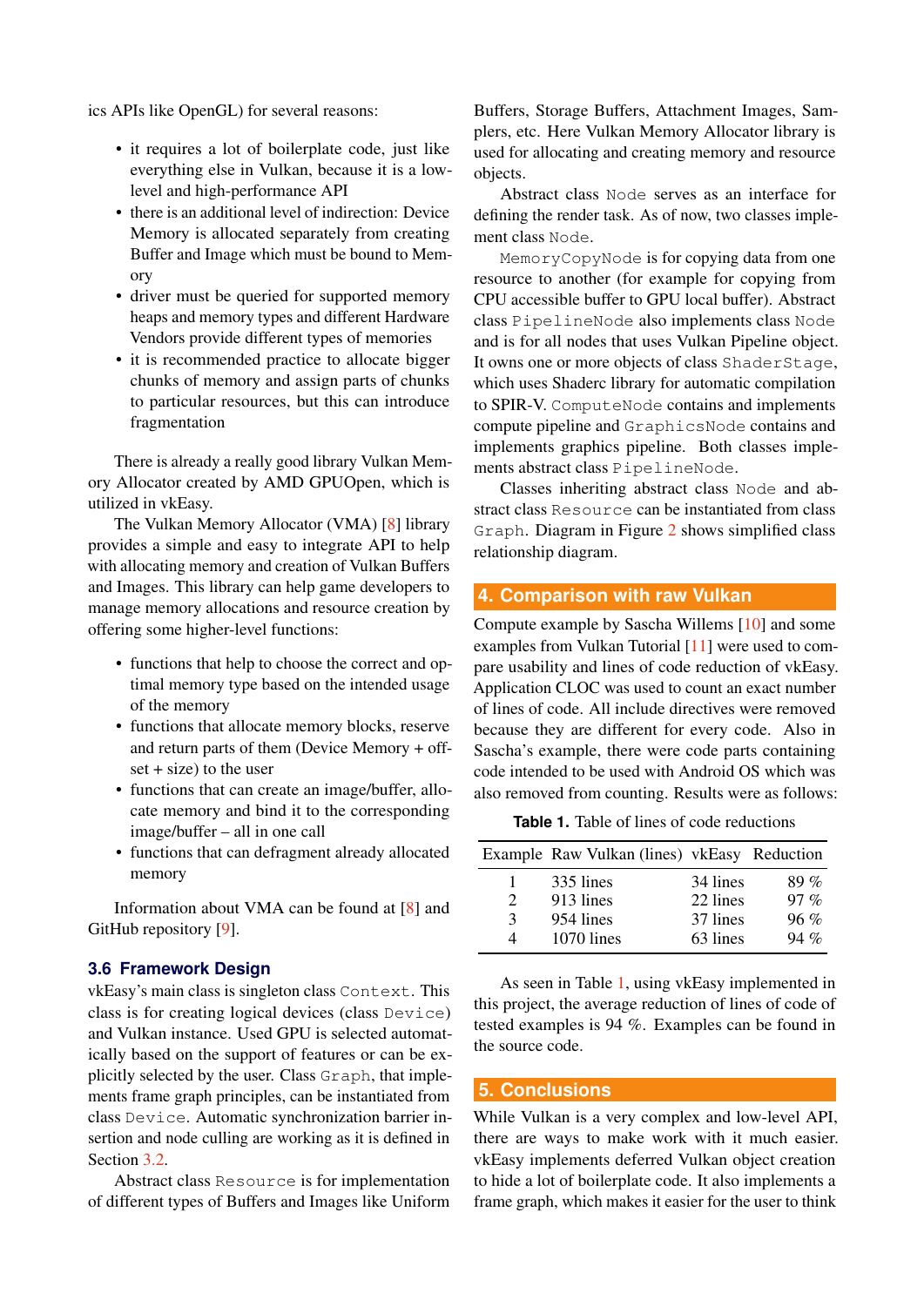ics APIs like OpenGL) for several reasons:

- it requires a lot of boilerplate code, just like everything else in Vulkan, because it is a low-level and high-performance API
- there is an additional level of indirection: Device Memory is allocated separately from creating Buffer and Image which must be bound to Memory
- driver must be queried for supported memory heaps and memory types and different Hardware Vendors provide different types of memories
- it is recommended practice to allocate bigger chunks of memory and assign parts of chunks to particular resources, but this can introduce fragmentation

There is already a really good library Vulkan Memory Allocator created by AMD GPUOpen, which is utilized in vkEasy.

The Vulkan Memory Allocator (VMA) [8] library provides a simple and easy to integrate API to help with allocating memory and creation of Vulkan Buffers and Images. This library can help game developers to manage memory allocations and resource creation by offering some higher-level functions:

- functions that help to choose the correct and optimal memory type based on the intended usage of the memory
- functions that allocate memory blocks, reserve and return parts of them (Device Memory + offset + size) to the user
- functions that can create an image/buffer, allocate memory and bind it to the corresponding image/buffer – all in one call
- functions that can defragment already allocated memory

Information about VMA can be found at [8] and GitHub repository [9].

### 3.6 Framework Design

vkEasy's main class is singleton class `Context`. This class is for creating logical devices (class `Device`) and Vulkan instance. Used GPU is selected automatically based on the support of features or can be explicitly selected by the user. Class `Graph`, that implements frame graph principles, can be instantiated from class `Device`. Automatic synchronization barrier insertion and node culling are working as it is defined in Section 3.2.

Abstract class `Resource` is for implementation of different types of Buffers and Images like Uniform Buffers, Storage Buffers, Attachment Images, Samplers, etc. Here Vulkan Memory Allocator library is used for allocating and creating memory and resource objects.

Abstract class `Node` serves as an interface for defining the render task. As of now, two classes implement class `Node`.

`MemoryCopyNode` is for copying data from one resource to another (for example for copying from CPU accessible buffer to GPU local buffer). Abstract class `PipelineNode` also implements class `Node` and is for all nodes that uses Vulkan Pipeline object. It owns one or more objects of class `ShaderStage`, which uses Shaderc library for automatic compilation to SPIR-V. `ComputeNode` contains and implements compute pipeline and `GraphicsNode` contains and implements graphics pipeline. Both classes implements abstract class `PipelineNode`.

Classes inheriting abstract class `Node` and abstract class `Resource` can be instantiated from class `Graph`. Diagram in Figure 2 shows simplified class relationship diagram.

## 4. Comparison with raw Vulkan

Compute example by Sascha Willems [10] and some examples from Vulkan Tutorial [11] were used to compare usability and lines of code reduction of vkEasy. Application CLOC was used to count an exact number of lines of code. All include directives were removed because they are different for every code. Also in Sascha's example, there were code parts containing code intended to be used with Android OS which was also removed from counting. Results were as follows:

**Table 1.** Table of lines of code reductions

| Example | Raw Vulkan (lines) | vkEasy | Reduction |
|---|---|---|---|
| 1 | 335 lines | 34 lines | 89 % |
| 2 | 913 lines | 22 lines | 97 % |
| 3 | 954 lines | 37 lines | 96 % |
| 4 | 1070 lines | 63 lines | 94 % |

As seen in Table 1, using vkEasy implemented in this project, the average reduction of lines of code of tested examples is 94 %. Examples can be found in the source code.

## 5. Conclusions

While Vulkan is a very complex and low-level API, there are ways to make work with it much easier. vkEasy implements deferred Vulkan object creation to hide a lot of boilerplate code. It also implements a frame graph, which makes it easier for the user to think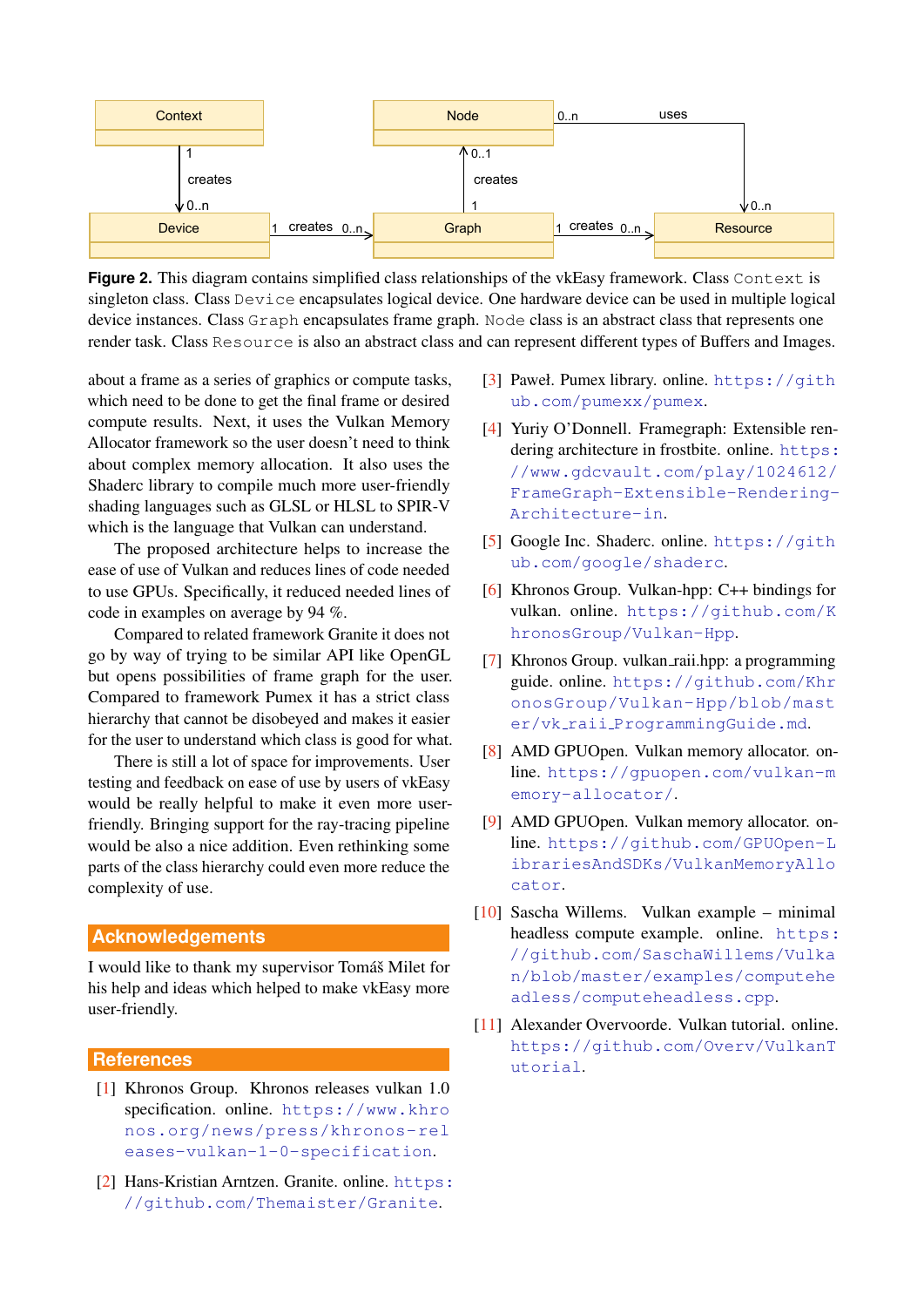Context

1

creates

0..n

Device

1 creates 0..n

Node

0..n uses

0..1

creates

1

Graph

1 creates 0..n

0..n

Resource

**Figure 2.** This diagram contains simplified class relationships of the vkEasy framework. Class `Context` is singleton class. Class `Device` encapsulates logical device. One hardware device can be used in multiple logical device instances. Class `Graph` encapsulates frame graph. `Node` class is an abstract class that represents one render task. Class `Resource` is also an abstract class and can represent different types of Buffers and Images.

about a frame as a series of graphics or compute tasks, which need to be done to get the final frame or desired compute results. Next, it uses the Vulkan Memory Allocator framework so the user doesn't need to think about complex memory allocation. It also uses the Shaderc library to compile much more user-friendly shading languages such as GLSL or HLSL to SPIR-V which is the language that Vulkan can understand.

The proposed architecture helps to increase the ease of use of Vulkan and reduces lines of code needed to use GPUs. Specifically, it reduced needed lines of code in examples on average by 94 %.

Compared to related framework Granite it does not go by way of trying to be similar API like OpenGL but opens possibilities of frame graph for the user. Compared to framework Pumex it has a strict class hierarchy that cannot be disobeyed and makes it easier for the user to understand which class is good for what.

There is still a lot of space for improvements. User testing and feedback on ease of use by users of vkEasy would be really helpful to make it even more user-friendly. Bringing support for the ray-tracing pipeline would be also a nice addition. Even rethinking some parts of the class hierarchy could even more reduce the complexity of use.

## Acknowledgements

I would like to thank my supervisor Tomáš Milet for his help and ideas which helped to make vkEasy more user-friendly.

## References

[1] Khronos Group. Khronos releases vulkan 1.0 specification. online. https://www.khronos.org/news/press/khronos-releases-vulkan-1-0-specification.

[2] Hans-Kristian Arntzen. Granite. online. https://github.com/Themaister/Granite.

[3] Paweł. Pumex library. online. https://github.com/pumexx/pumex.

[4] Yuriy O'Donnell. Framegraph: Extensible rendering architecture in frostbite. online. https://www.gdcvault.com/play/1024612/FrameGraph-Extensible-Rendering-Architecture-in.

[5] Google Inc. Shaderc. online. https://github.com/google/shaderc.

[6] Khronos Group. Vulkan-hpp: C++ bindings for vulkan. online. https://github.com/KhronosGroup/Vulkan-Hpp.

[7] Khronos Group. vulkan_raii.hpp: a programming guide. online. https://github.com/KhronosGroup/Vulkan-Hpp/blob/master/vk_raii_ProgrammingGuide.md.

[8] AMD GPUOpen. Vulkan memory allocator. online. https://gpuopen.com/vulkan-memory-allocator/.

[9] AMD GPUOpen. Vulkan memory allocator. online. https://github.com/GPUOpen-LibrariesAndSDKs/VulkanMemoryAllocator.

[10] Sascha Willems. Vulkan example – minimal headless compute example. online. https://github.com/SaschaWillems/Vulkan/blob/master/examples/computeheadless/computeheadless.cpp.

[11] Alexander Overvoorde. Vulkan tutorial. online. https://github.com/Overv/VulkanTutorial.